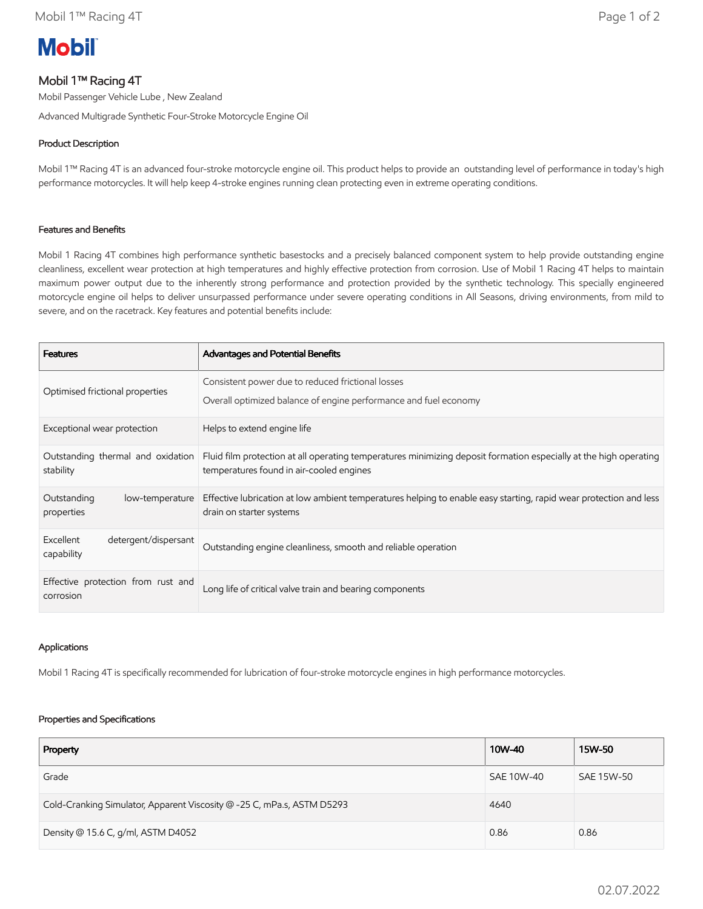# Mobil

## Mobil 1™ Racing 4T

Mobil Passenger Vehicle Lube , New Zealand

Advanced Multigrade Synthetic Four-Stroke Motorcycle Engine Oil

### Product Description

Mobil 1™ Racing 4T is an advanced four-stroke motorcycle engine oil. This product helps to provide an outstanding level of performance in today's high performance motorcycles. It will help keep 4-stroke engines running clean protecting even in extreme operating conditions.

### Features and Benefits

Mobil 1 Racing 4T combines high performance synthetic basestocks and a precisely balanced component system to help provide outstanding engine cleanliness, excellent wear protection at high temperatures and highly effective protection from corrosion. Use of Mobil 1 Racing 4T helps to maintain maximum power output due to the inherently strong performance and protection provided by the synthetic technology. This specially engineered motorcycle engine oil helps to deliver unsurpassed performance under severe operating conditions in All Seasons, driving environments, from mild to severe, and on the racetrack. Key features and potential benefits include:

| Features | Advantages and Potential Benefits |
| --- | --- |
| Optimised frictional properties | Consistent power due to reduced frictional losses<br>Overall optimized balance of engine performance and fuel economy |
| Exceptional wear protection | Helps to extend engine life |
| Outstanding thermal and oxidation stability | Fluid film protection at all operating temperatures minimizing deposit formation especially at the high operating temperatures found in air-cooled engines |
| Outstanding low-temperature properties | Effective lubrication at low ambient temperatures helping to enable easy starting, rapid wear protection and less drain on starter systems |
| Excellent detergent/dispersant capability | Outstanding engine cleanliness, smooth and reliable operation |
| Effective protection from rust and corrosion | Long life of critical valve train and bearing components |

### Applications

Mobil 1 Racing 4T is specifically recommended for lubrication of four-stroke motorcycle engines in high performance motorcycles.

### Properties and Specifications

| Property | 10W-40 | 15W-50 |
| --- | --- | --- |
| Grade | SAE 10W-40 | SAE 15W-50 |
| Cold-Cranking Simulator, Apparent Viscosity @ -25 C, mPa.s, ASTM D5293 | 4640 | |
| Density @ 15.6 C, g/ml, ASTM D4052 | 0.86 | 0.86 |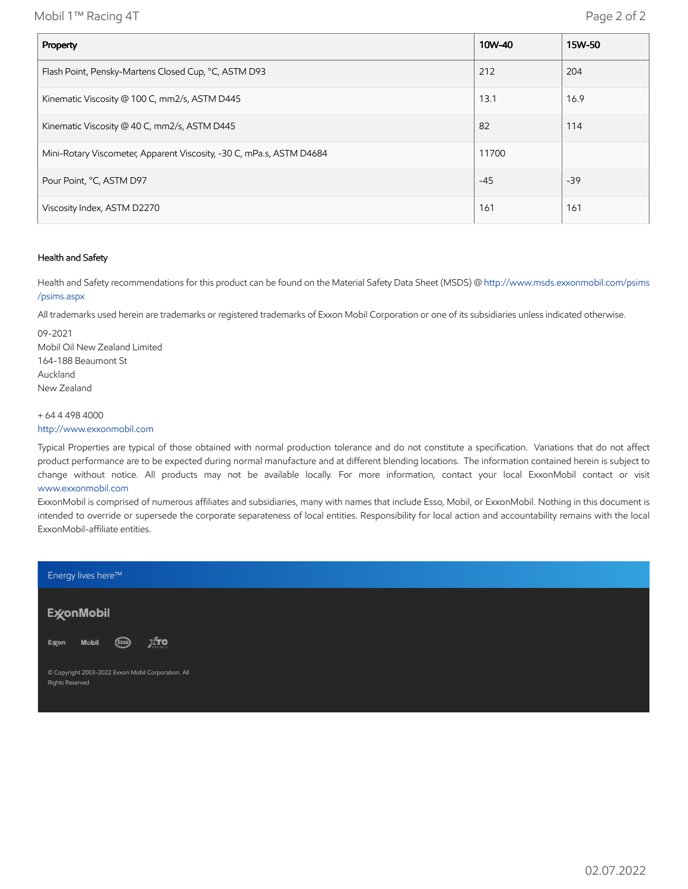| Property | 10W-40 | 15W-50 |
|---|---|---|
| Flash Point, Pensky-Martens Closed Cup, °C, ASTM D93 | 212 | 204 |
| Kinematic Viscosity @ 100 C, mm2/s, ASTM D445 | 13.1 | 16.9 |
| Kinematic Viscosity @ 40 C, mm2/s, ASTM D445 | 82 | 114 |
| Mini-Rotary Viscometer, Apparent Viscosity, -30 C, mPa.s, ASTM D4684 | 11700 | |
| Pour Point, °C, ASTM D97 | -45 | -39 |
| Viscosity Index, ASTM D2270 | 161 | 161 |

#### Health and Safety

Health and Safety recommendations for this product can be found on the Material Safety Data Sheet (MSDS) @ http://www.msds.exxonmobil.com/psims/psims.aspx

All trademarks used herein are trademarks or registered trademarks of Exxon Mobil Corporation or one of its subsidiaries unless indicated otherwise.

09-2021
Mobil Oil New Zealand Limited
164-188 Beaumont St
Auckland
New Zealand

+ 64 4 498 4000
http://www.exxonmobil.com

Typical Properties are typical of those obtained with normal production tolerance and do not constitute a specification. Variations that do not affect product performance are to be expected during normal manufacture and at different blending locations. The information contained herein is subject to change without notice. All products may not be available locally. For more information, contact your local ExxonMobil contact or visit www.exxonmobil.com
ExxonMobil is comprised of numerous affiliates and subsidiaries, many with names that include Esso, Mobil, or ExxonMobil. Nothing in this document is intended to override or supersede the corporate separateness of local entities. Responsibility for local action and accountability remains with the local ExxonMobil-affiliate entities.

Energy lives here™

ExxonMobil

Exxon Mobil Esso XTO

© Copyright 2003-2022 Exxon Mobil Corporation. All Rights Reserved